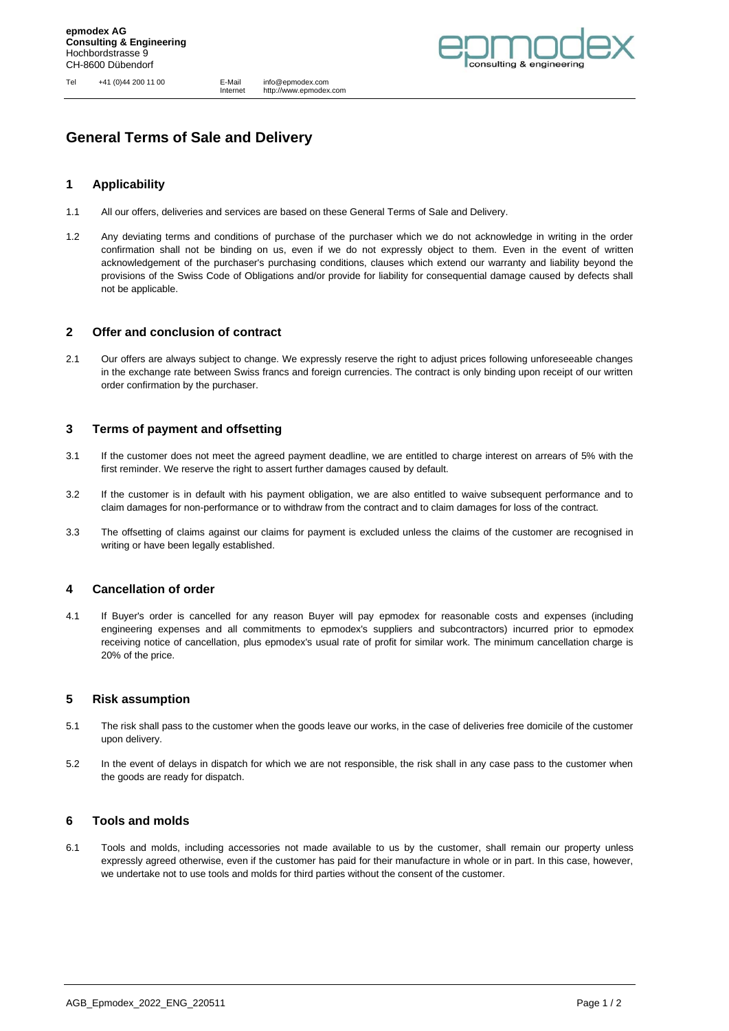**epmodex AG**
**Consulting & Engineering**
Hochbordstrasse 9
CH-8600 Dübendorf

Tel +41 (0)44 200 11 00 E-Mail info@epmodex.com
Internet http://www.epmodex.com

# General Terms of Sale and Delivery

## 1 Applicability

1.1 All our offers, deliveries and services are based on these General Terms of Sale and Delivery.

1.2 Any deviating terms and conditions of purchase of the purchaser which we do not acknowledge in writing in the order confirmation shall not be binding on us, even if we do not expressly object to them. Even in the event of written acknowledgement of the purchaser's purchasing conditions, clauses which extend our warranty and liability beyond the provisions of the Swiss Code of Obligations and/or provide for liability for consequential damage caused by defects shall not be applicable.

## 2 Offer and conclusion of contract

2.1 Our offers are always subject to change. We expressly reserve the right to adjust prices following unforeseeable changes in the exchange rate between Swiss francs and foreign currencies. The contract is only binding upon receipt of our written order confirmation by the purchaser.

## 3 Terms of payment and offsetting

3.1 If the customer does not meet the agreed payment deadline, we are entitled to charge interest on arrears of 5% with the first reminder. We reserve the right to assert further damages caused by default.

3.2 If the customer is in default with his payment obligation, we are also entitled to waive subsequent performance and to claim damages for non-performance or to withdraw from the contract and to claim damages for loss of the contract.

3.3 The offsetting of claims against our claims for payment is excluded unless the claims of the customer are recognised in writing or have been legally established.

## 4 Cancellation of order

4.1 If Buyer's order is cancelled for any reason Buyer will pay epmodex for reasonable costs and expenses (including engineering expenses and all commitments to epmodex's suppliers and subcontractors) incurred prior to epmodex receiving notice of cancellation, plus epmodex's usual rate of profit for similar work. The minimum cancellation charge is 20% of the price.

## 5 Risk assumption

5.1 The risk shall pass to the customer when the goods leave our works, in the case of deliveries free domicile of the customer upon delivery.

5.2 In the event of delays in dispatch for which we are not responsible, the risk shall in any case pass to the customer when the goods are ready for dispatch.

## 6 Tools and molds

6.1 Tools and molds, including accessories not made available to us by the customer, shall remain our property unless expressly agreed otherwise, even if the customer has paid for their manufacture in whole or in part. In this case, however, we undertake not to use tools and molds for third parties without the consent of the customer.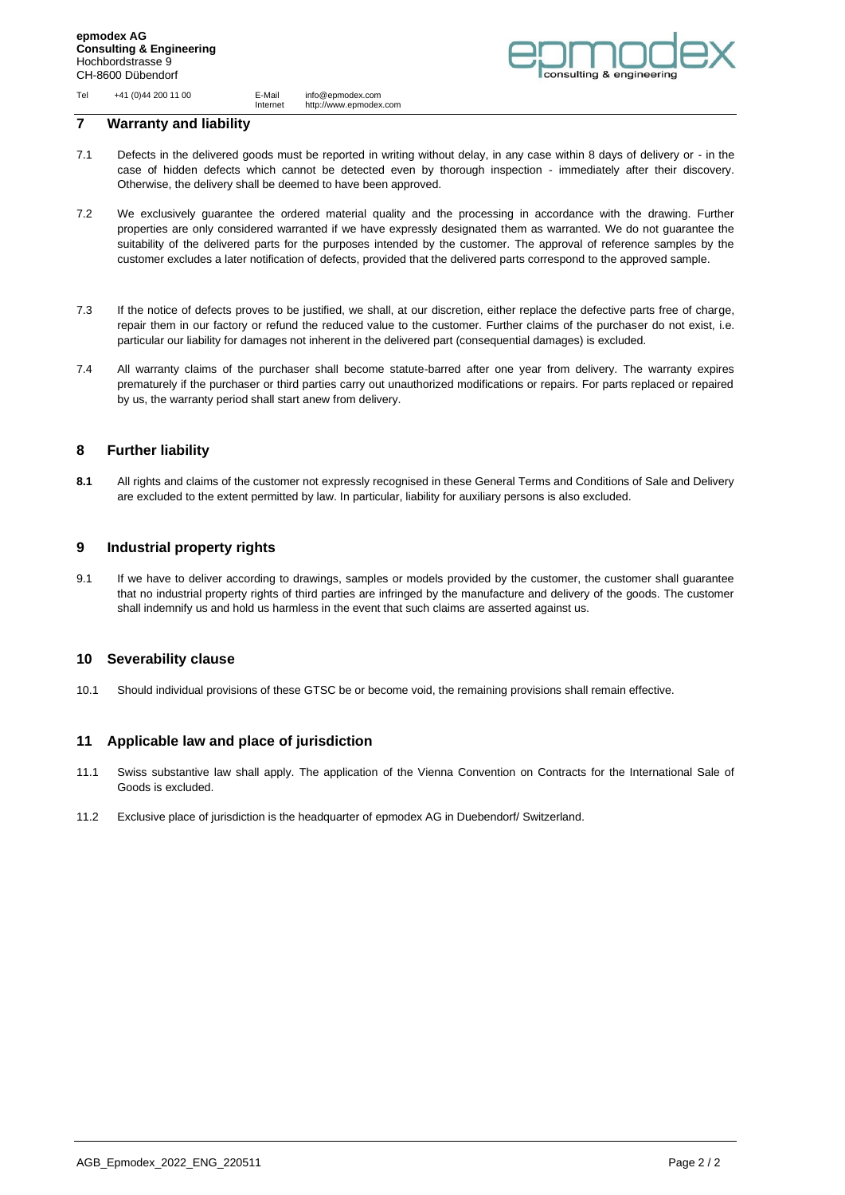## 7 Warranty and liability

7.1 Defects in the delivered goods must be reported in writing without delay, in any case within 8 days of delivery or - in the case of hidden defects which cannot be detected even by thorough inspection - immediately after their discovery. Otherwise, the delivery shall be deemed to have been approved.

7.2 We exclusively guarantee the ordered material quality and the processing in accordance with the drawing. Further properties are only considered warranted if we have expressly designated them as warranted. We do not guarantee the suitability of the delivered parts for the purposes intended by the customer. The approval of reference samples by the customer excludes a later notification of defects, provided that the delivered parts correspond to the approved sample.

7.3 If the notice of defects proves to be justified, we shall, at our discretion, either replace the defective parts free of charge, repair them in our factory or refund the reduced value to the customer. Further claims of the purchaser do not exist, i.e. particular our liability for damages not inherent in the delivered part (consequential damages) is excluded.

7.4 All warranty claims of the purchaser shall become statute-barred after one year from delivery. The warranty expires prematurely if the purchaser or third parties carry out unauthorized modifications or repairs. For parts replaced or repaired by us, the warranty period shall start anew from delivery.

## 8 Further liability

**8.1** All rights and claims of the customer not expressly recognised in these General Terms and Conditions of Sale and Delivery are excluded to the extent permitted by law. In particular, liability for auxiliary persons is also excluded.

## 9 Industrial property rights

9.1 If we have to deliver according to drawings, samples or models provided by the customer, the customer shall guarantee that no industrial property rights of third parties are infringed by the manufacture and delivery of the goods. The customer shall indemnify us and hold us harmless in the event that such claims are asserted against us.

## 10 Severability clause

10.1 Should individual provisions of these GTSC be or become void, the remaining provisions shall remain effective.

## 11 Applicable law and place of jurisdiction

11.1 Swiss substantive law shall apply. The application of the Vienna Convention on Contracts for the International Sale of Goods is excluded.

11.2 Exclusive place of jurisdiction is the headquarter of epmodex AG in Duebendorf/ Switzerland.